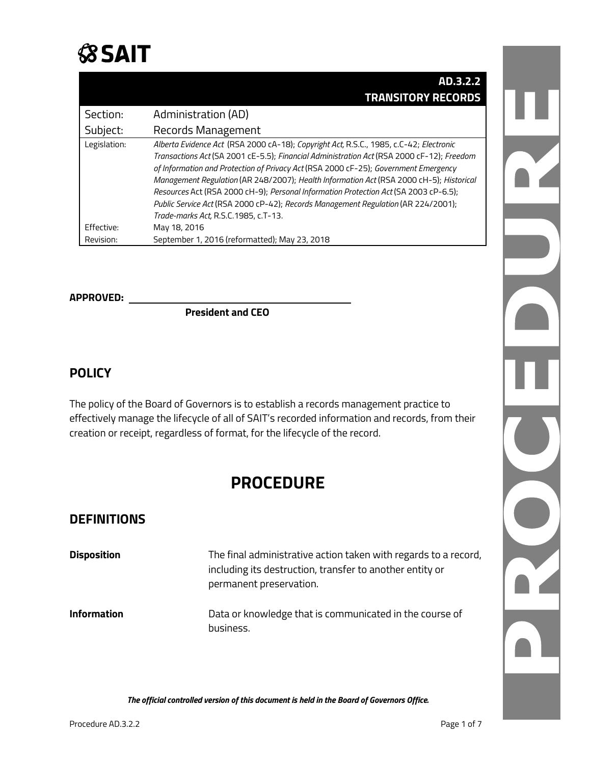# SAIT

| | AD.3.2.2 TRANSITORY RECORDS |
|---|---|
| Section: | Administration (AD) |
| Subject: | Records Management |
| Legislation: | *Alberta Evidence Act* (RSA 2000 cA-18); *Copyright Act,* R.S.C., 1985, c.C-42; *Electronic Transactions Act* (SA 2001 cE-5.5); *Financial Administration Act* (RSA 2000 cF-12); *Freedom of Information and Protection of Privacy Act* (RSA 2000 cF-25); *Government Emergency Management Regulation* (AR 248/2007); *Health Information Act* (RSA 2000 cH-5); *Historical Resources* Act (RSA 2000 cH-9); *Personal Information Protection Act* (SA 2003 cP-6.5); *Public Service Act* (RSA 2000 cP-42); *Records Management Regulation* (AR 224/2001); *Trade-marks Act,* R.S.C.1985, c.T-13. |
| Effective: | May 18, 2016 |
| Revision: | September 1, 2016 (reformatted); May 23, 2018 |

**APPROVED:** ______________________________

**President and CEO**

## POLICY

The policy of the Board of Governors is to establish a records management practice to effectively manage the lifecycle of all of SAIT's recorded information and records, from their creation or receipt, regardless of format, for the lifecycle of the record.

# PROCEDURE

## DEFINITIONS

**Disposition** The final administrative action taken with regards to a record, including its destruction, transfer to another entity or permanent preservation.

**Information** Data or knowledge that is communicated in the course of business.

***The official controlled version of this document is held in the Board of Governors Office.***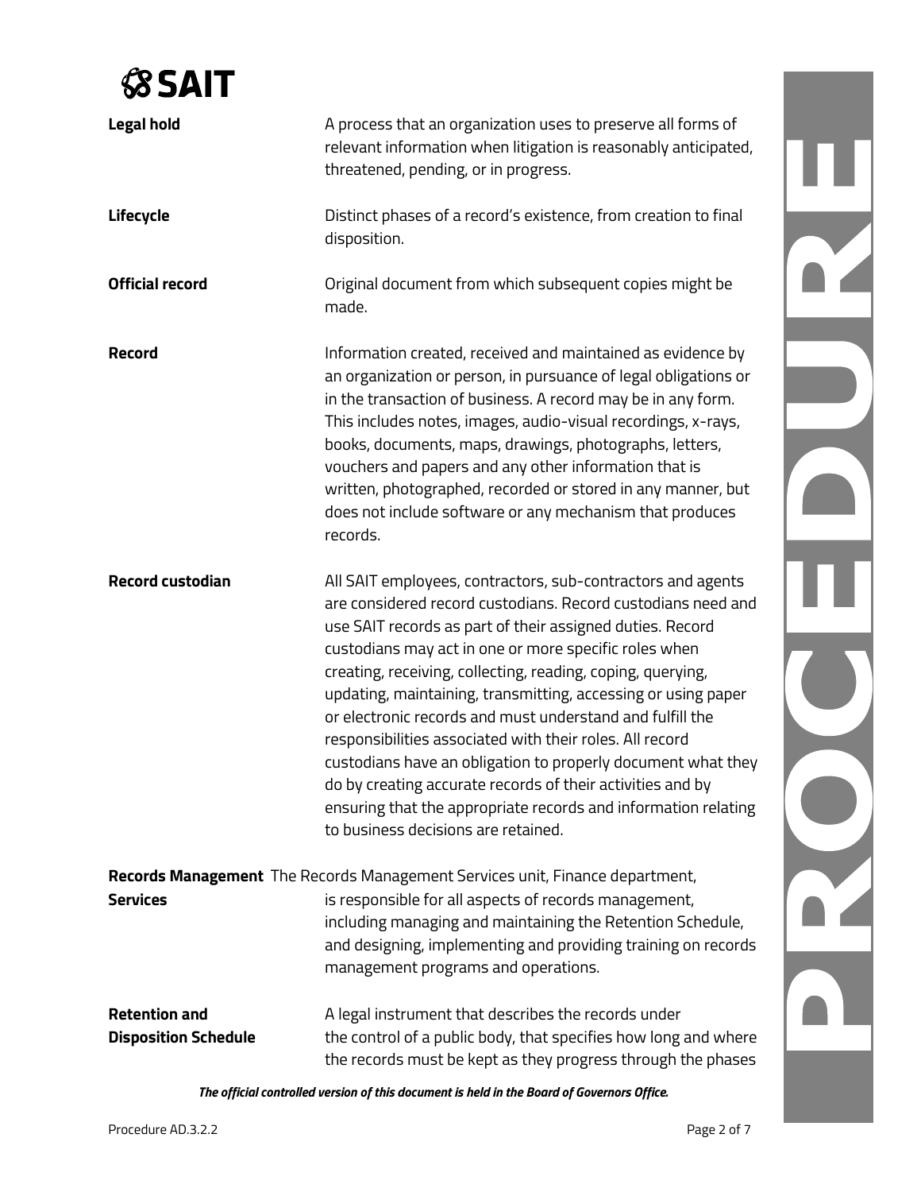| | |
|---|---|
| **Legal hold** | A process that an organization uses to preserve all forms of relevant information when litigation is reasonably anticipated, threatened, pending, or in progress. |
| **Lifecycle** | Distinct phases of a record's existence, from creation to final disposition. |
| **Official record** | Original document from which subsequent copies might be made. |
| **Record** | Information created, received and maintained as evidence by an organization or person, in pursuance of legal obligations or in the transaction of business. A record may be in any form. This includes notes, images, audio-visual recordings, x-rays, books, documents, maps, drawings, photographs, letters, vouchers and papers and any other information that is written, photographed, recorded or stored in any manner, but does not include software or any mechanism that produces records. |
| **Record custodian** | All SAIT employees, contractors, sub-contractors and agents are considered record custodians. Record custodians need and use SAIT records as part of their assigned duties. Record custodians may act in one or more specific roles when creating, receiving, collecting, reading, coping, querying, updating, maintaining, transmitting, accessing or using paper or electronic records and must understand and fulfill the responsibilities associated with their roles. All record custodians have an obligation to properly document what they do by creating accurate records of their activities and by ensuring that the appropriate records and information relating to business decisions are retained. |
| **Records Management Services** | The Records Management Services unit, Finance department, is responsible for all aspects of records management, including managing and maintaining the Retention Schedule, and designing, implementing and providing training on records management programs and operations. |
| **Retention and Disposition Schedule** | A legal instrument that describes the records under the control of a public body, that specifies how long and where the records must be kept as they progress through the phases |

*The official controlled version of this document is held in the Board of Governors Office.*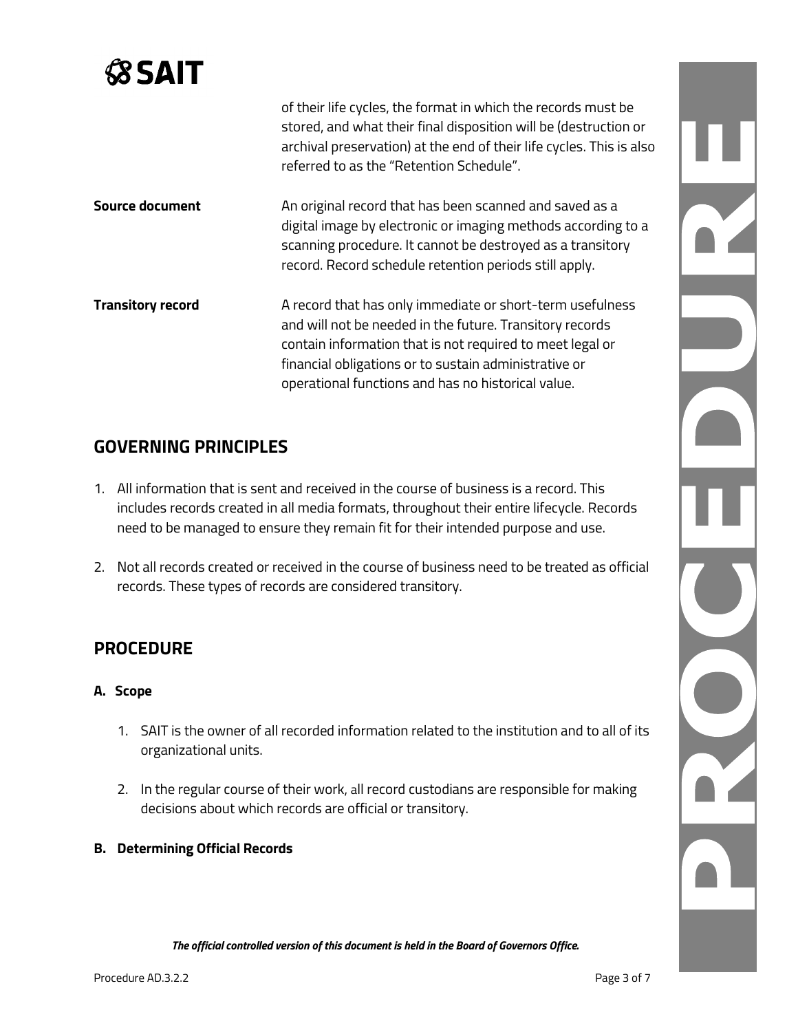of their life cycles, the format in which the records must be stored, and what their final disposition will be (destruction or archival preservation) at the end of their life cycles. This is also referred to as the "Retention Schedule".

**Source document**
An original record that has been scanned and saved as a digital image by electronic or imaging methods according to a scanning procedure. It cannot be destroyed as a transitory record. Record schedule retention periods still apply.

**Transitory record**
A record that has only immediate or short-term usefulness and will not be needed in the future. Transitory records contain information that is not required to meet legal or financial obligations or to sustain administrative or operational functions and has no historical value.

## GOVERNING PRINCIPLES

1. All information that is sent and received in the course of business is a record. This includes records created in all media formats, throughout their entire lifecycle. Records need to be managed to ensure they remain fit for their intended purpose and use.

2. Not all records created or received in the course of business need to be treated as official records. These types of records are considered transitory.

## PROCEDURE

### A. Scope

1. SAIT is the owner of all recorded information related to the institution and to all of its organizational units.

2. In the regular course of their work, all record custodians are responsible for making decisions about which records are official or transitory.

### B. Determining Official Records

*The official controlled version of this document is held in the Board of Governors Office.*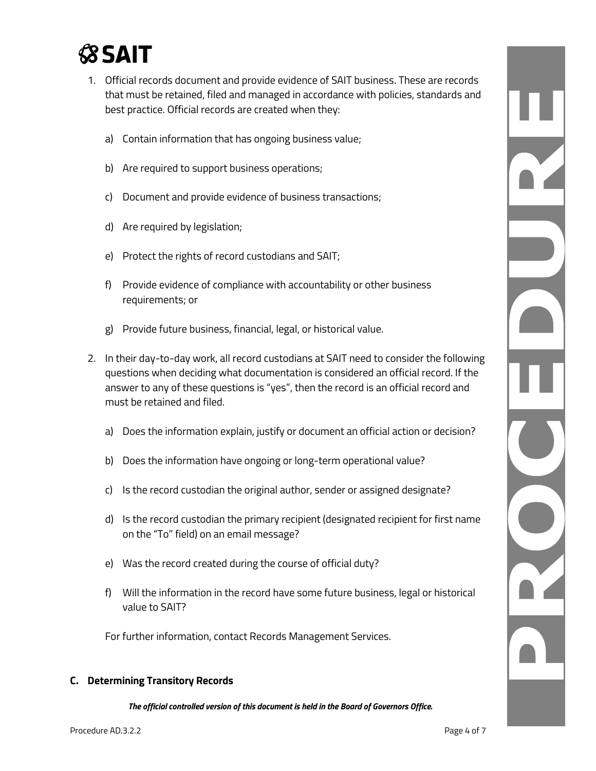1. Official records document and provide evidence of SAIT business. These are records that must be retained, filed and managed in accordance with policies, standards and best practice. Official records are created when they:

    a) Contain information that has ongoing business value;

    b) Are required to support business operations;

    c) Document and provide evidence of business transactions;

    d) Are required by legislation;

    e) Protect the rights of record custodians and SAIT;

    f) Provide evidence of compliance with accountability or other business requirements; or

    g) Provide future business, financial, legal, or historical value.

2. In their day-to-day work, all record custodians at SAIT need to consider the following questions when deciding what documentation is considered an official record. If the answer to any of these questions is "yes", then the record is an official record and must be retained and filed.

    a) Does the information explain, justify or document an official action or decision?

    b) Does the information have ongoing or long-term operational value?

    c) Is the record custodian the original author, sender or assigned designate?

    d) Is the record custodian the primary recipient (designated recipient for first name on the "To" field) on an email message?

    e) Was the record created during the course of official duty?

    f) Will the information in the record have some future business, legal or historical value to SAIT?

    For further information, contact Records Management Services.

### C. Determining Transitory Records

***The official controlled version of this document is held in the Board of Governors Office.***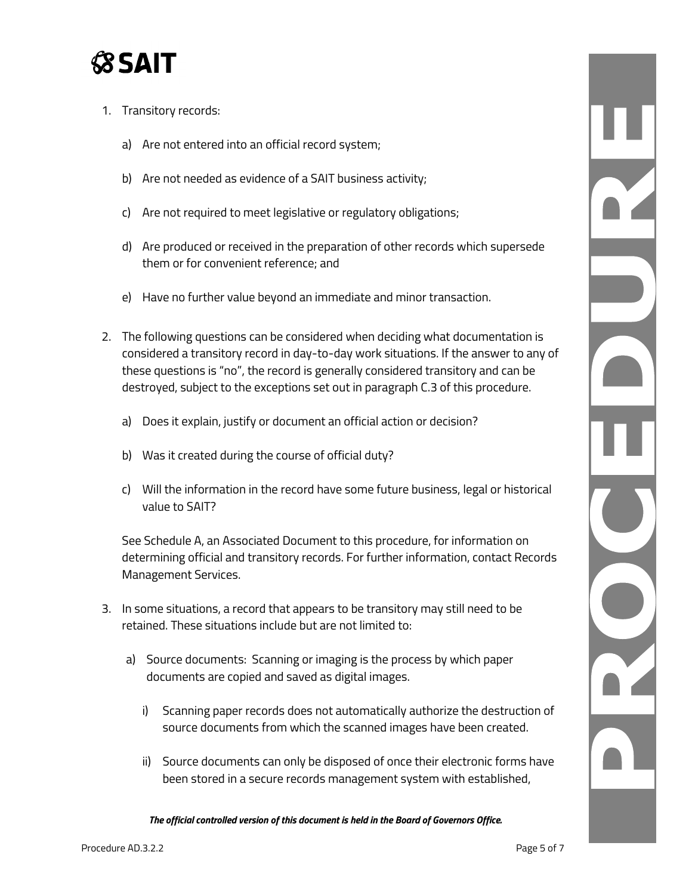1. Transitory records:

   a) Are not entered into an official record system;

   b) Are not needed as evidence of a SAIT business activity;

   c) Are not required to meet legislative or regulatory obligations;

   d) Are produced or received in the preparation of other records which supersede them or for convenient reference; and

   e) Have no further value beyond an immediate and minor transaction.

2. The following questions can be considered when deciding what documentation is considered a transitory record in day-to-day work situations. If the answer to any of these questions is "no", the record is generally considered transitory and can be destroyed, subject to the exceptions set out in paragraph C.3 of this procedure.

   a) Does it explain, justify or document an official action or decision?

   b) Was it created during the course of official duty?

   c) Will the information in the record have some future business, legal or historical value to SAIT?

   See Schedule A, an Associated Document to this procedure, for information on determining official and transitory records. For further information, contact Records Management Services.

3. In some situations, a record that appears to be transitory may still need to be retained. These situations include but are not limited to:

   a) Source documents: Scanning or imaging is the process by which paper documents are copied and saved as digital images.

      i) Scanning paper records does not automatically authorize the destruction of source documents from which the scanned images have been created.

      ii) Source documents can only be disposed of once their electronic forms have been stored in a secure records management system with established,

*The official controlled version of this document is held in the Board of Governors Office.*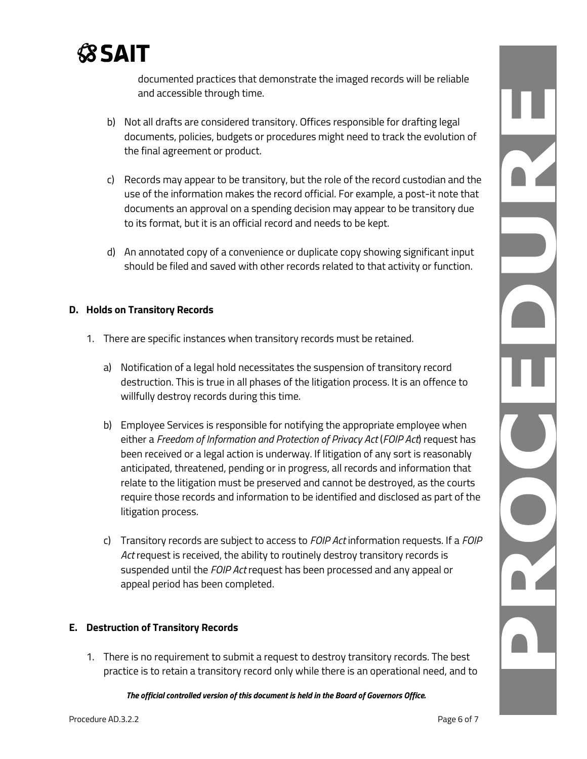documented practices that demonstrate the imaged records will be reliable and accessible through time.

b) Not all drafts are considered transitory. Offices responsible for drafting legal documents, policies, budgets or procedures might need to track the evolution of the final agreement or product.

c) Records may appear to be transitory, but the role of the record custodian and the use of the information makes the record official. For example, a post-it note that documents an approval on a spending decision may appear to be transitory due to its format, but it is an official record and needs to be kept.

d) An annotated copy of a convenience or duplicate copy showing significant input should be filed and saved with other records related to that activity or function.

**D. Holds on Transitory Records**

1. There are specific instances when transitory records must be retained.

   a) Notification of a legal hold necessitates the suspension of transitory record destruction. This is true in all phases of the litigation process. It is an offence to willfully destroy records during this time.

   b) Employee Services is responsible for notifying the appropriate employee when either a *Freedom of Information and Protection of Privacy Act* (*FOIP Act*) request has been received or a legal action is underway. If litigation of any sort is reasonably anticipated, threatened, pending or in progress, all records and information that relate to the litigation must be preserved and cannot be destroyed, as the courts require those records and information to be identified and disclosed as part of the litigation process.

   c) Transitory records are subject to access to *FOIP Act* information requests. If a *FOIP Act* request is received, the ability to routinely destroy transitory records is suspended until the *FOIP Act* request has been processed and any appeal or appeal period has been completed.

**E. Destruction of Transitory Records**

1. There is no requirement to submit a request to destroy transitory records. The best practice is to retain a transitory record only while there is an operational need, and to

***The official controlled version of this document is held in the Board of Governors Office.***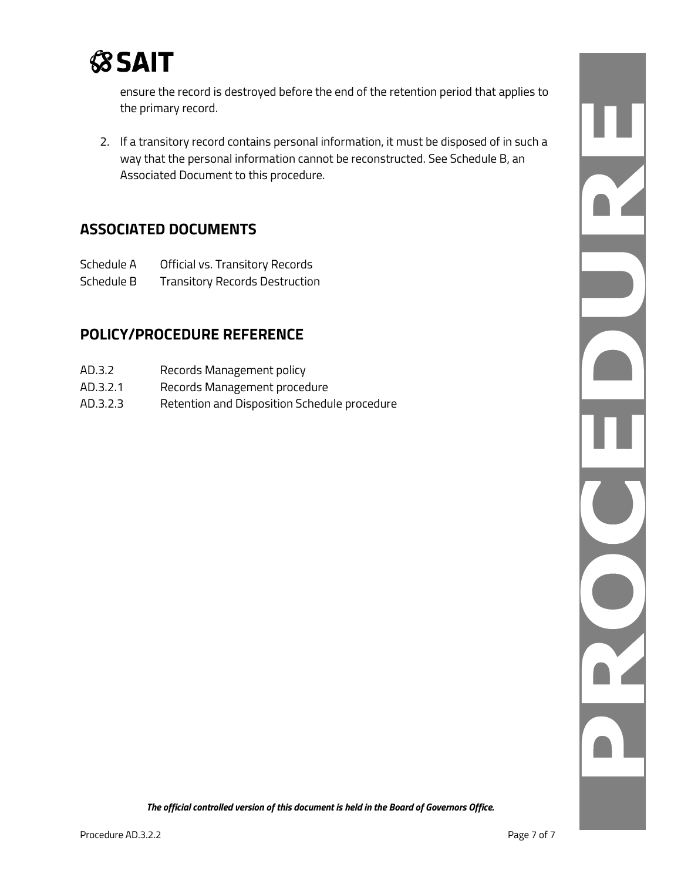ensure the record is destroyed before the end of the retention period that applies to the primary record.

2. If a transitory record contains personal information, it must be disposed of in such a way that the personal information cannot be reconstructed. See Schedule B, an Associated Document to this procedure.

## ASSOCIATED DOCUMENTS

| | |
|---|---|
| Schedule A | Official vs. Transitory Records |
| Schedule B | Transitory Records Destruction |

## POLICY/PROCEDURE REFERENCE

| | |
|---|---|
| AD.3.2 | Records Management policy |
| AD.3.2.1 | Records Management procedure |
| AD.3.2.3 | Retention and Disposition Schedule procedure |

***The official controlled version of this document is held in the Board of Governors Office.***